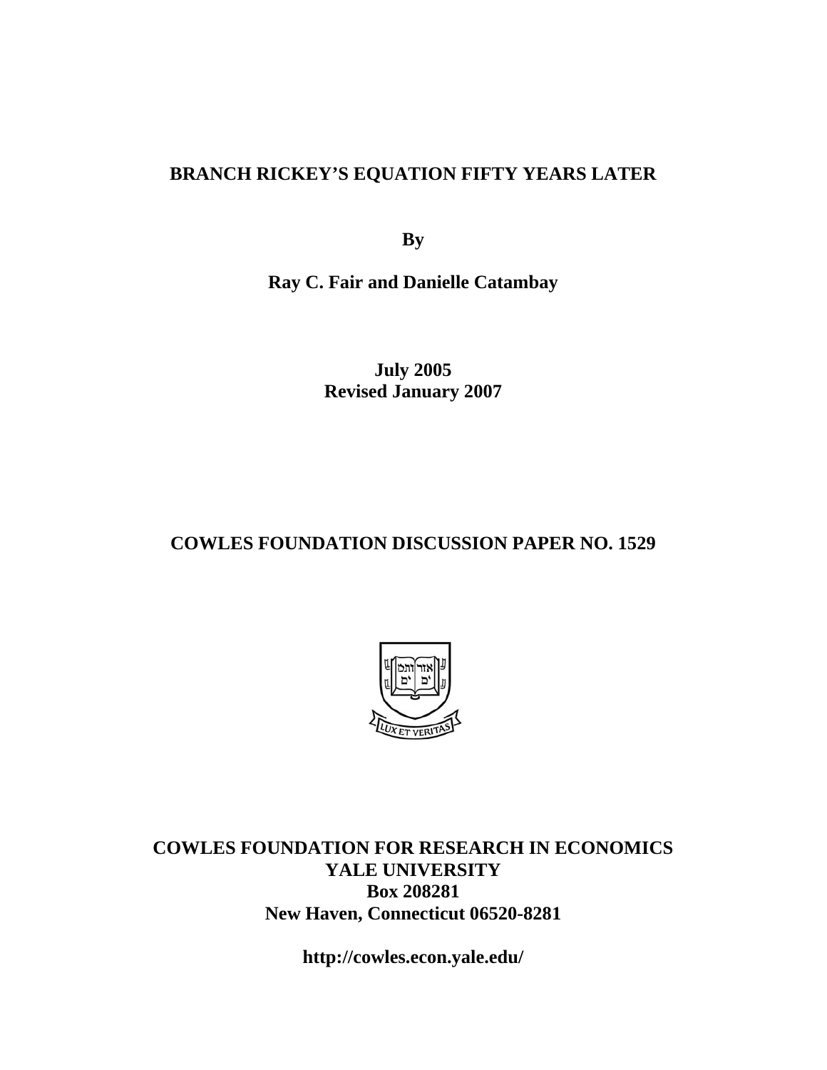# BRANCH RICKEY'S EQUATION FIFTY YEARS LATER

**By**

**Ray C. Fair and Danielle Catambay**

**July 2005**
**Revised January 2007**

## COWLES FOUNDATION DISCUSSION PAPER NO. 1529

**COWLES FOUNDATION FOR RESEARCH IN ECONOMICS**
**YALE UNIVERSITY**
**Box 208281**
**New Haven, Connecticut 06520-8281**

**http://cowles.econ.yale.edu/**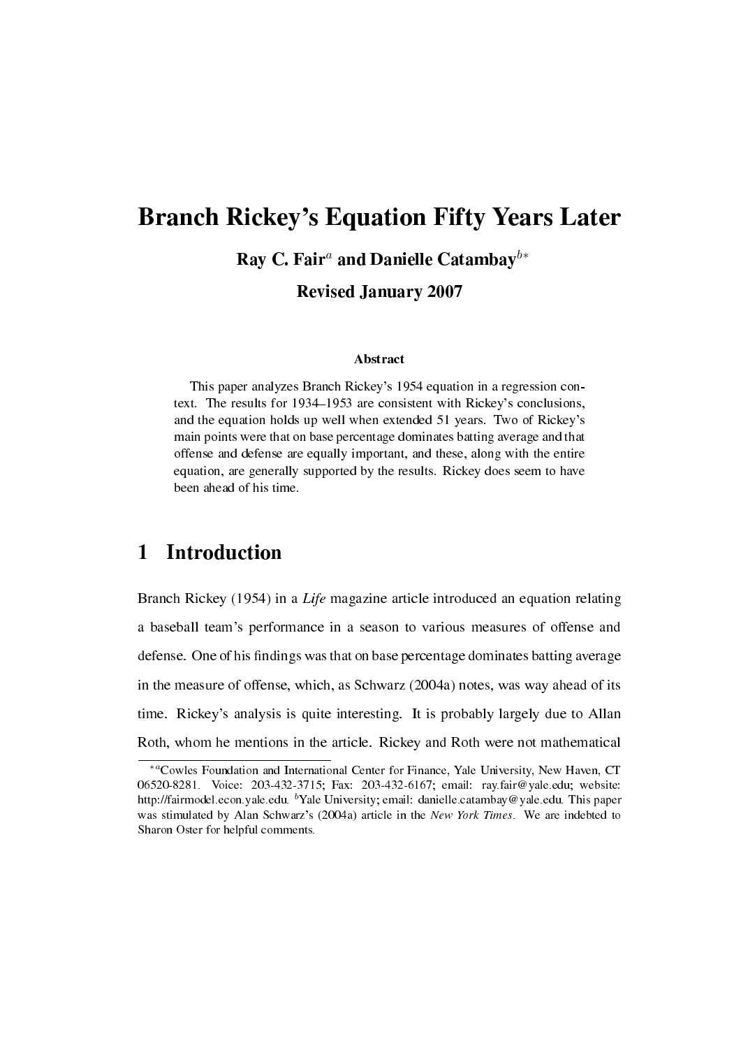# Branch Rickey's Equation Fifty Years Later

**Ray C. Fair[a] and Danielle Catambay[b*]**

**Revised January 2007**

### Abstract

This paper analyzes Branch Rickey's 1954 equation in a regression context. The results for 1934–1953 are consistent with Rickey's conclusions, and the equation holds up well when extended 51 years. Two of Rickey's main points were that on base percentage dominates batting average and that offense and defense are equally important, and these, along with the entire equation, are generally supported by the results. Rickey does seem to have been ahead of his time.

## 1 Introduction

Branch Rickey (1954) in a *Life* magazine article introduced an equation relating a baseball team's performance in a season to various measures of offense and defense. One of his findings was that on base percentage dominates batting average in the measure of offense, which, as Schwarz (2004a) notes, was way ahead of its time. Rickey's analysis is quite interesting. It is probably largely due to Allan Roth, whom he mentions in the article. Rickey and Roth were not mathematical

---

[*a] Cowles Foundation and International Center for Finance, Yale University, New Haven, CT 06520-8281. Voice: 203-432-3715; Fax: 203-432-6167; email: ray.fair@yale.edu; website: http://fairmodel.econ.yale.edu. [b] Yale University; email: danielle.catambay@yale.edu. This paper was stimulated by Alan Schwarz's (2004a) article in the *New York Times*. We are indebted to Sharon Oster for helpful comments.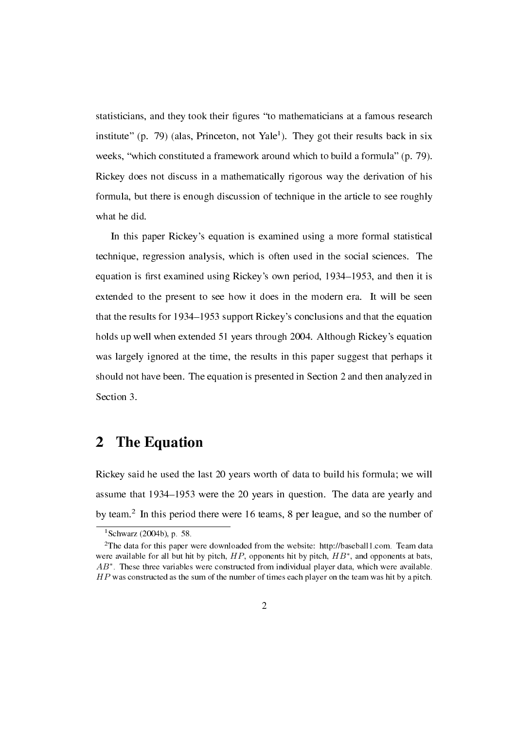statisticians, and they took their figures "to mathematicians at a famous research institute" (p. 79) (alas, Princeton, not Yale[1]). They got their results back in six weeks, "which constituted a framework around which to build a formula" (p. 79). Rickey does not discuss in a mathematically rigorous way the derivation of his formula, but there is enough discussion of technique in the article to see roughly what he did.

In this paper Rickey's equation is examined using a more formal statistical technique, regression analysis, which is often used in the social sciences. The equation is first examined using Rickey's own period, 1934–1953, and then it is extended to the present to see how it does in the modern era. It will be seen that the results for 1934–1953 support Rickey's conclusions and that the equation holds up well when extended 51 years through 2004. Although Rickey's equation was largely ignored at the time, the results in this paper suggest that perhaps it should not have been. The equation is presented in Section 2 and then analyzed in Section 3.

## 2 The Equation

Rickey said he used the last 20 years worth of data to build his formula; we will assume that 1934–1953 were the 20 years in question. The data are yearly and by team.[2] In this period there were 16 teams, 8 per league, and so the number of

[1] Schwarz (2004b), p. 58.

[2] The data for this paper were downloaded from the website: http://baseball1.com. Team data were available for all but hit by pitch, $HP$, opponents hit by pitch, $HB^*$, and opponents at bats, $AB^*$. These three variables were constructed from individual player data, which were available. $HP$ was constructed as the sum of the number of times each player on the team was hit by a pitch.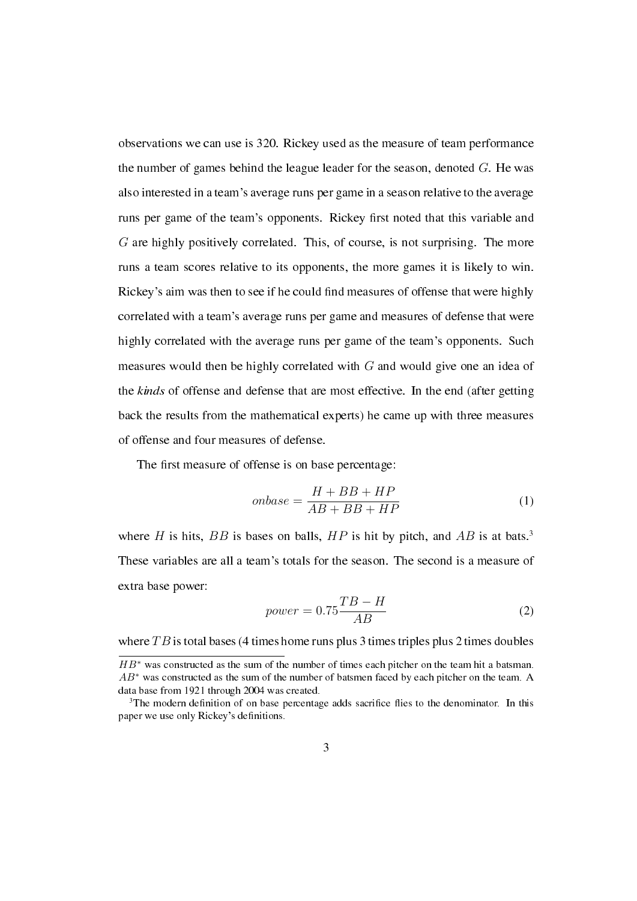observations we can use is 320. Rickey used as the measure of team performance the number of games behind the league leader for the season, denoted $G$. He was also interested in a team's average runs per game in a season relative to the average runs per game of the team's opponents. Rickey first noted that this variable and $G$ are highly positively correlated. This, of course, is not surprising. The more runs a team scores relative to its opponents, the more games it is likely to win. Rickey's aim was then to see if he could find measures of offense that were highly correlated with a team's average runs per game and measures of defense that were highly correlated with the average runs per game of the team's opponents. Such measures would then be highly correlated with $G$ and would give one an idea of the *kinds* of offense and defense that are most effective. In the end (after getting back the results from the mathematical experts) he came up with three measures of offense and four measures of defense.

The first measure of offense is on base percentage:

$$onbase = \frac{H + BB + HP}{AB + BB + HP} \tag{1}$$

where $H$ is hits, $BB$ is bases on balls, $HP$ is hit by pitch, and $AB$ is at bats.[3] These variables are all a team's totals for the season. The second is a measure of extra base power:

$$power = 0.75\frac{TB - H}{AB} \tag{2}$$

where $TB$ is total bases (4 times home runs plus 3 times triples plus 2 times doubles

---

$HB^{*}$ was constructed as the sum of the number of times each pitcher on the team hit a batsman. $AB^{*}$ was constructed as the sum of the number of batsmen faced by each pitcher on the team. A data base from 1921 through 2004 was created.

[3] The modern definition of on base percentage adds sacrifice flies to the denominator. In this paper we use only Rickey's definitions.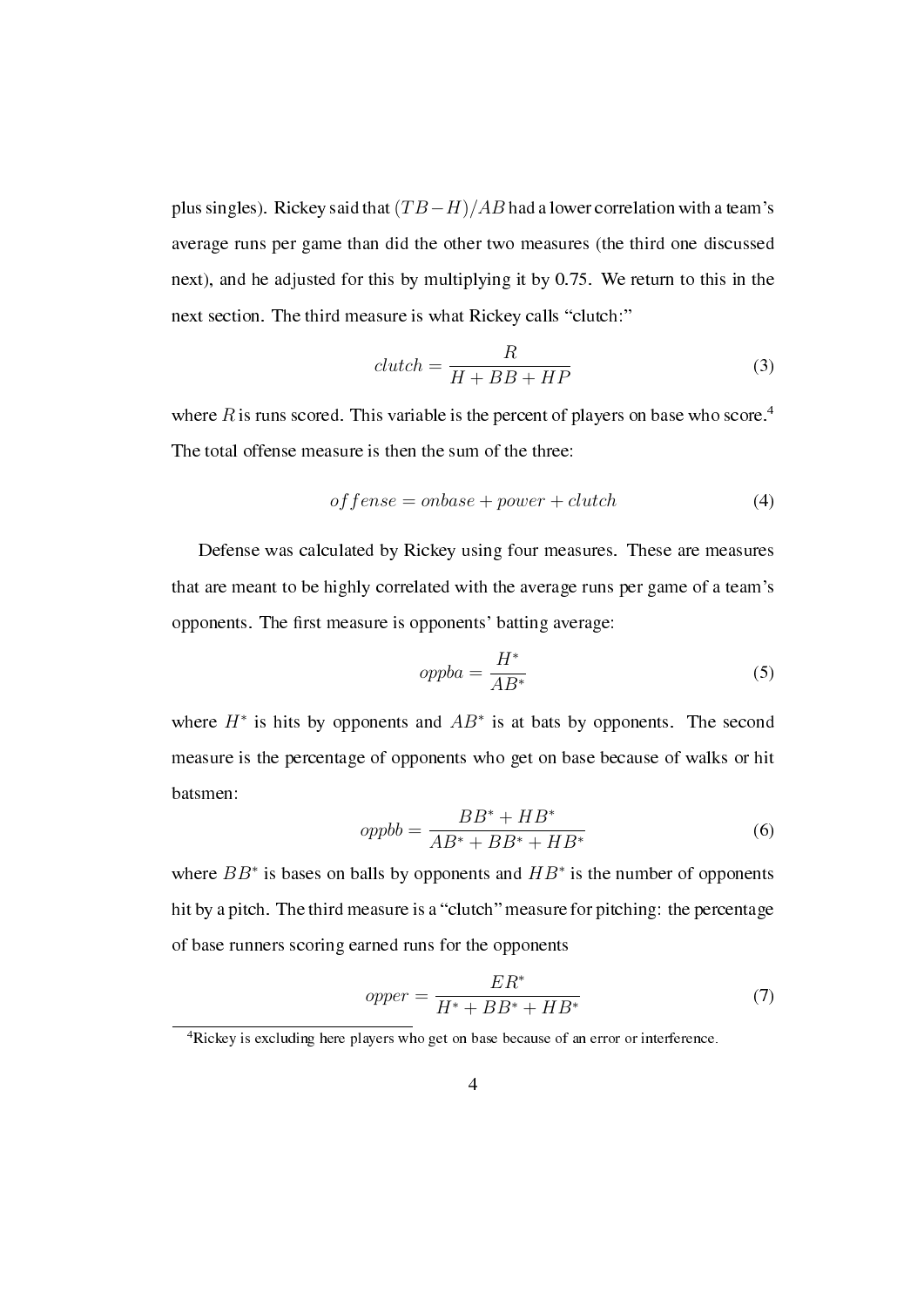plus singles). Rickey said that $(TB - H)/AB$ had a lower correlation with a team's average runs per game than did the other two measures (the third one discussed next), and he adjusted for this by multiplying it by 0.75. We return to this in the next section. The third measure is what Rickey calls "clutch:"

$$clutch = \frac{R}{H + BB + HP} \tag{3}$$

where $R$ is runs scored. This variable is the percent of players on base who score.[4] The total offense measure is then the sum of the three:

$$offense = onbase + power + clutch \tag{4}$$

Defense was calculated by Rickey using four measures. These are measures that are meant to be highly correlated with the average runs per game of a team's opponents. The first measure is opponents' batting average:

$$oppba = \frac{H^*}{AB^*} \tag{5}$$

where $H^*$ is hits by opponents and $AB^*$ is at bats by opponents. The second measure is the percentage of opponents who get on base because of walks or hit batsmen:

$$oppbb = \frac{BB^* + HB^*}{AB^* + BB^* + HB^*} \tag{6}$$

where $BB^*$ is bases on balls by opponents and $HB^*$ is the number of opponents hit by a pitch. The third measure is a "clutch" measure for pitching: the percentage of base runners scoring earned runs for the opponents

$$opper = \frac{ER^*}{H^* + BB^* + HB^*} \tag{7}$$

[4] Rickey is excluding here players who get on base because of an error or interference.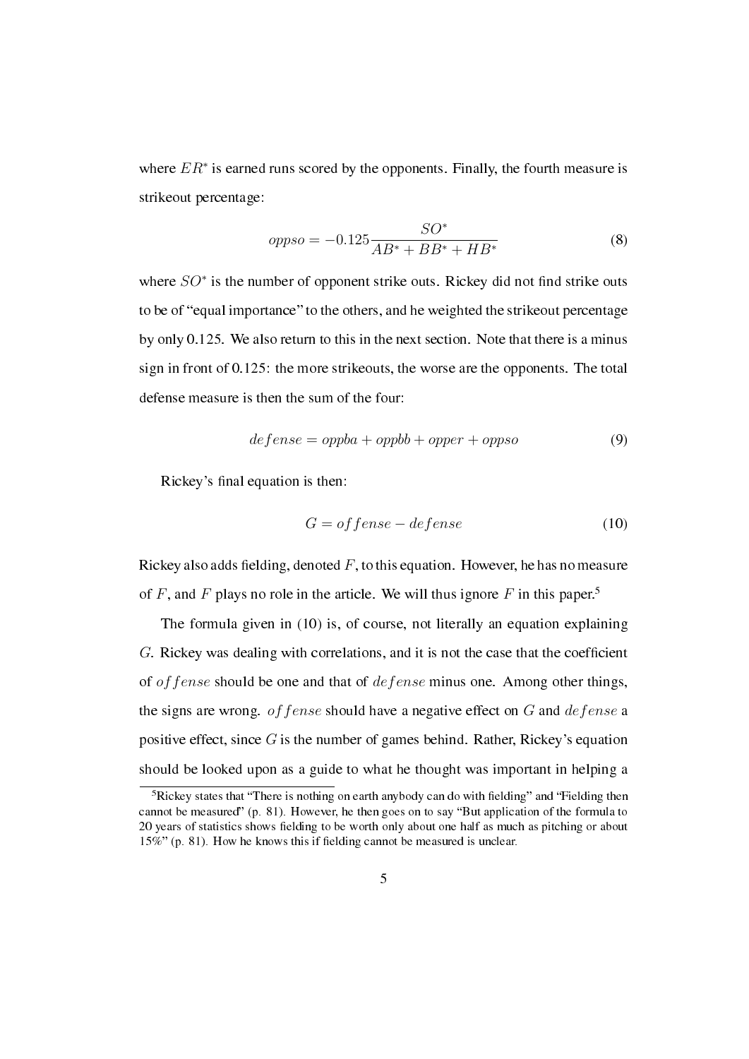where $ER^*$ is earned runs scored by the opponents. Finally, the fourth measure is strikeout percentage:

$$oppso = -0.125 \frac{SO^*}{AB^* + BB^* + HB^*} \tag{8}$$

where $SO^*$ is the number of opponent strike outs. Rickey did not find strike outs to be of "equal importance" to the others, and he weighted the strikeout percentage by only 0.125. We also return to this in the next section. Note that there is a minus sign in front of 0.125: the more strikeouts, the worse are the opponents. The total defense measure is then the sum of the four:

$$defense = oppba + oppbb + opper + oppso \tag{9}$$

Rickey's final equation is then:

$$G = offense - defense \tag{10}$$

Rickey also adds fielding, denoted $F$, to this equation. However, he has no measure of $F$, and $F$ plays no role in the article. We will thus ignore $F$ in this paper.[5]

The formula given in (10) is, of course, not literally an equation explaining $G$. Rickey was dealing with correlations, and it is not the case that the coefficient of $offense$ should be one and that of $defense$ minus one. Among other things, the signs are wrong. $offense$ should have a negative effect on $G$ and $defense$ a positive effect, since $G$ is the number of games behind. Rather, Rickey's equation should be looked upon as a guide to what he thought was important in helping a

[5] Rickey states that "There is nothing on earth anybody can do with fielding" and "Fielding then cannot be measured" (p. 81). However, he then goes on to say "But application of the formula to 20 years of statistics shows fielding to be worth only about one half as much as pitching or about 15%" (p. 81). How he knows this if fielding cannot be measured is unclear.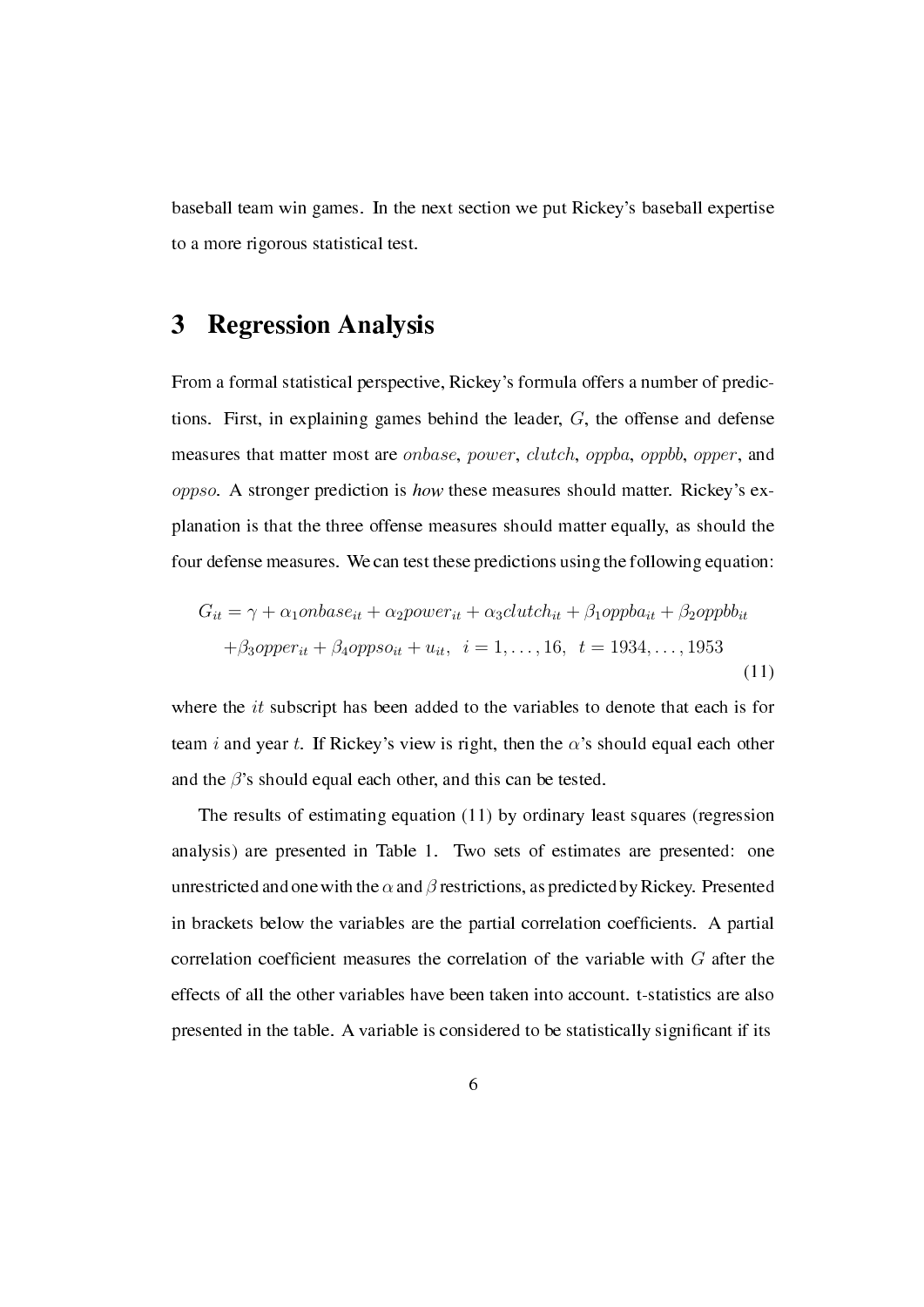baseball team win games. In the next section we put Rickey's baseball expertise to a more rigorous statistical test.

## 3 Regression Analysis

From a formal statistical perspective, Rickey's formula offers a number of predictions. First, in explaining games behind the leader, $G$, the offense and defense measures that matter most are $onbase$, $power$, $clutch$, $oppba$, $oppbb$, $opper$, and $oppso$. A stronger prediction is *how* these measures should matter. Rickey's explanation is that the three offense measures should matter equally, as should the four defense measures. We can test these predictions using the following equation:

$$
\begin{aligned}
G_{it} = \gamma &+ \alpha_1 onbase_{it} + \alpha_2 power_{it} + \alpha_3 clutch_{it} + \beta_1 oppba_{it} + \beta_2 oppbb_{it} \\
&+ \beta_3 opper_{it} + \beta_4 oppso_{it} + u_{it}, \quad i = 1, \ldots, 16, \quad t = 1934, \ldots, 1953
\end{aligned} \tag{11}
$$

where the $it$ subscript has been added to the variables to denote that each is for team $i$ and year $t$. If Rickey's view is right, then the $\alpha$'s should equal each other and the $\beta$'s should equal each other, and this can be tested.

The results of estimating equation (11) by ordinary least squares (regression analysis) are presented in Table 1. Two sets of estimates are presented: one unrestricted and one with the $\alpha$ and $\beta$ restrictions, as predicted by Rickey. Presented in brackets below the variables are the partial correlation coefficients. A partial correlation coefficient measures the correlation of the variable with $G$ after the effects of all the other variables have been taken into account. t-statistics are also presented in the table. A variable is considered to be statistically significant if its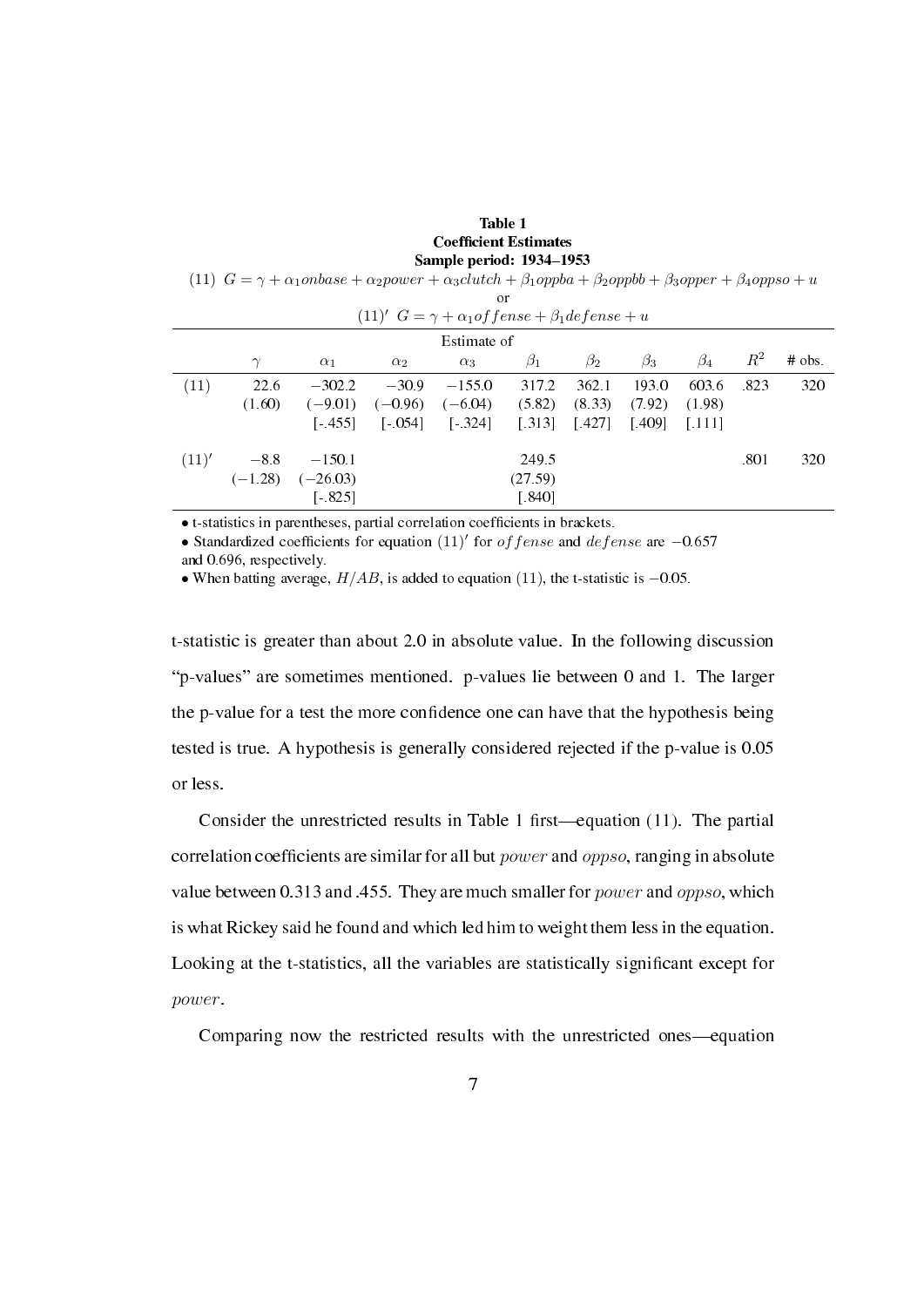**Table 1**
**Coefficient Estimates**
**Sample period: 1934–1953**

(11) $G = \gamma + \alpha_1 onbase + \alpha_2 power + \alpha_3 clutch + \beta_1 oppba + \beta_2 oppbb + \beta_3 opper + \beta_4 oppso + u$

or

$(11)'$ $G = \gamma + \alpha_1 offense + \beta_1 defense + u$

| | Estimate of | | | | | | | | | |
|---|---|---|---|---|---|---|---|---|---|---|
| | $\gamma$ | $\alpha_1$ | $\alpha_2$ | $\alpha_3$ | $\beta_1$ | $\beta_2$ | $\beta_3$ | $\beta_4$ | $R^2$ | # obs. |
| (11) | 22.6 | −302.2 | −30.9 | −155.0 | 317.2 | 362.1 | 193.0 | 603.6 | .823 | 320 |
| | (1.60) | (−9.01) | (−0.96) | (−6.04) | (5.82) | (8.33) | (7.92) | (1.98) | | |
| | | [-.455] | [-.054] | [-.324] | [.313] | [.427] | [.409] | [.111] | | |
| $(11)'$ | −8.8 | −150.1 | | | 249.5 | | | | .801 | 320 |
| | (−1.28) | (−26.03) | | | (27.59) | | | | | |
| | | [-.825] | | | [.840] | | | | | |

• t-statistics in parentheses, partial correlation coefficients in brackets.
• Standardized coefficients for equation $(11)'$ for $offense$ and $defense$ are −0.657 and 0.696, respectively.
• When batting average, $H/AB$, is added to equation (11), the t-statistic is −0.05.

t-statistic is greater than about 2.0 in absolute value. In the following discussion "p-values" are sometimes mentioned. p-values lie between 0 and 1. The larger the p-value for a test the more confidence one can have that the hypothesis being tested is true. A hypothesis is generally considered rejected if the p-value is 0.05 or less.

Consider the unrestricted results in Table 1 first—equation (11). The partial correlation coefficients are similar for all but *power* and *oppso*, ranging in absolute value between 0.313 and .455. They are much smaller for *power* and *oppso*, which is what Rickey said he found and which led him to weight them less in the equation. Looking at the t-statistics, all the variables are statistically significant except for *power*.

Comparing now the restricted results with the unrestricted ones—equation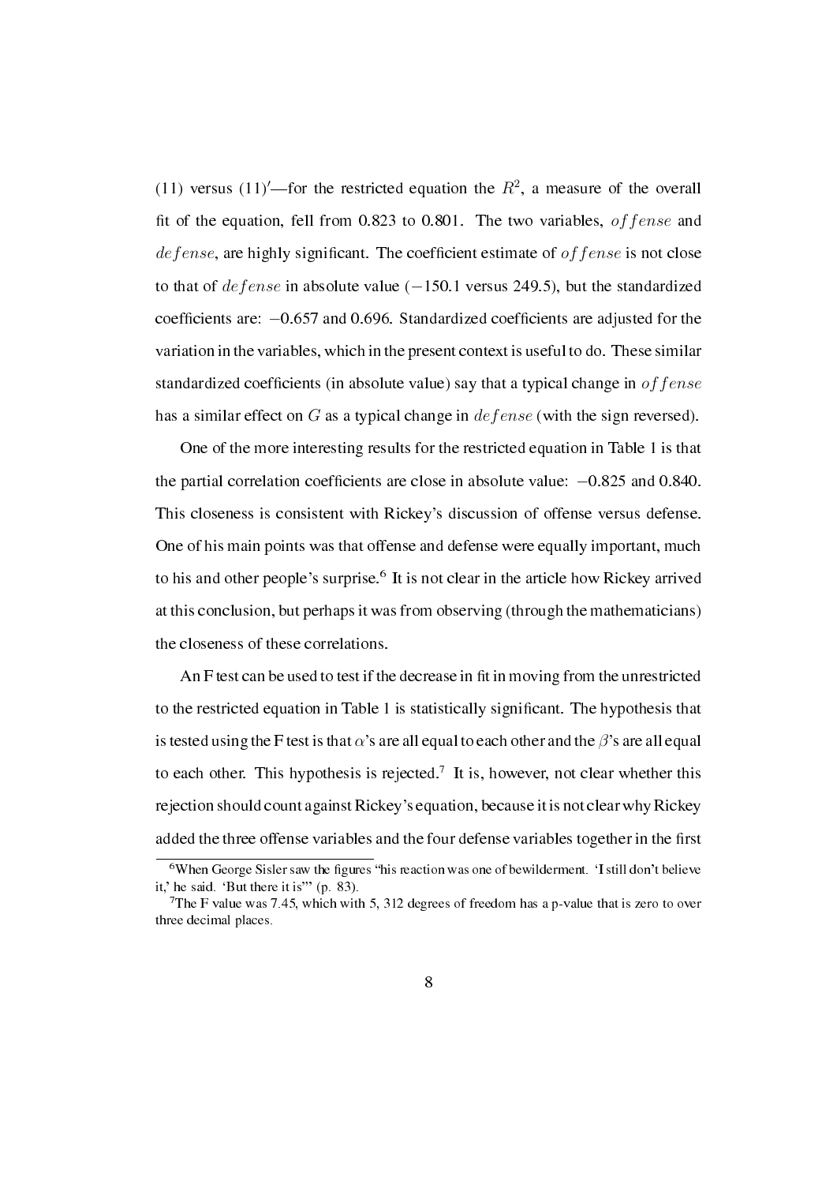(11) versus (11)′—for the restricted equation the $R^2$, a measure of the overall fit of the equation, fell from 0.823 to 0.801. The two variables, $offense$ and $defense$, are highly significant. The coefficient estimate of $offense$ is not close to that of $defense$ in absolute value ($-150.1$ versus 249.5), but the standardized coefficients are: $-0.657$ and 0.696. Standardized coefficients are adjusted for the variation in the variables, which in the present context is useful to do. These similar standardized coefficients (in absolute value) say that a typical change in $offense$ has a similar effect on $G$ as a typical change in $defense$ (with the sign reversed).

One of the more interesting results for the restricted equation in Table 1 is that the partial correlation coefficients are close in absolute value: $-0.825$ and 0.840. This closeness is consistent with Rickey's discussion of offense versus defense. One of his main points was that offense and defense were equally important, much to his and other people's surprise.[6] It is not clear in the article how Rickey arrived at this conclusion, but perhaps it was from observing (through the mathematicians) the closeness of these correlations.

An F test can be used to test if the decrease in fit in moving from the unrestricted to the restricted equation in Table 1 is statistically significant. The hypothesis that is tested using the F test is that $\alpha$'s are all equal to each other and the $\beta$'s are all equal to each other. This hypothesis is rejected.[7] It is, however, not clear whether this rejection should count against Rickey's equation, because it is not clear why Rickey added the three offense variables and the four defense variables together in the first

[6] When George Sisler saw the figures "his reaction was one of bewilderment. 'I still don't believe it,' he said. 'But there it is'" (p. 83).

[7] The F value was 7.45, which with 5, 312 degrees of freedom has a p-value that is zero to over three decimal places.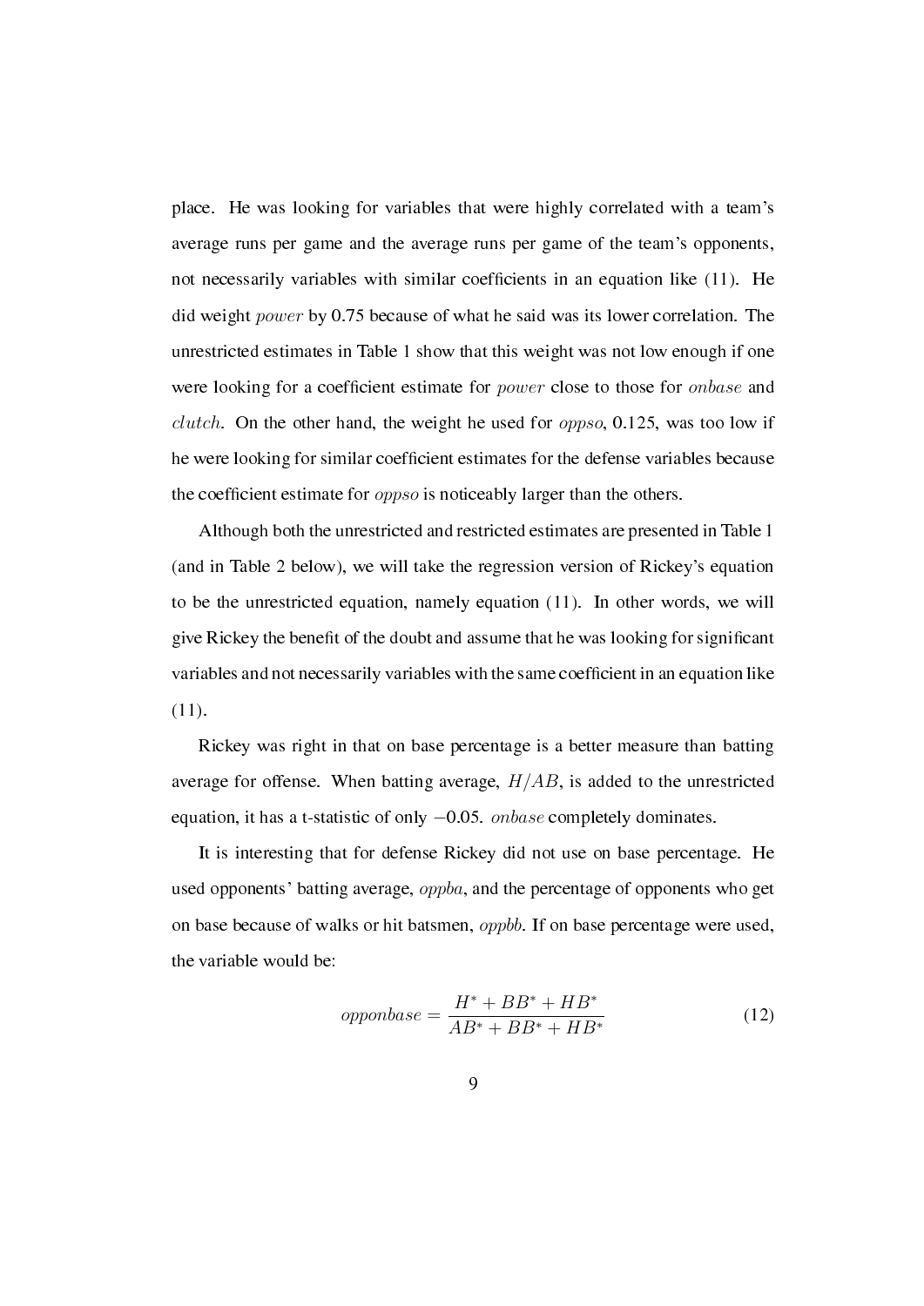place. He was looking for variables that were highly correlated with a team's average runs per game and the average runs per game of the team's opponents, not necessarily variables with similar coefficients in an equation like (11). He did weight $power$ by 0.75 because of what he said was its lower correlation. The unrestricted estimates in Table 1 show that this weight was not low enough if one were looking for a coefficient estimate for $power$ close to those for $onbase$ and $clutch$. On the other hand, the weight he used for $oppso$, 0.125, was too low if he were looking for similar coefficient estimates for the defense variables because the coefficient estimate for $oppso$ is noticeably larger than the others.

Although both the unrestricted and restricted estimates are presented in Table 1 (and in Table 2 below), we will take the regression version of Rickey's equation to be the unrestricted equation, namely equation (11). In other words, we will give Rickey the benefit of the doubt and assume that he was looking for significant variables and not necessarily variables with the same coefficient in an equation like (11).

Rickey was right in that on base percentage is a better measure than batting average for offense. When batting average, $H/AB$, is added to the unrestricted equation, it has a t-statistic of only $-0.05$. $onbase$ completely dominates.

It is interesting that for defense Rickey did not use on base percentage. He used opponents' batting average, $oppba$, and the percentage of opponents who get on base because of walks or hit batsmen, $oppbb$. If on base percentage were used, the variable would be:

$$opponbase = \frac{H^* + BB^* + HB^*}{AB^* + BB^* + HB^*} \tag{12}$$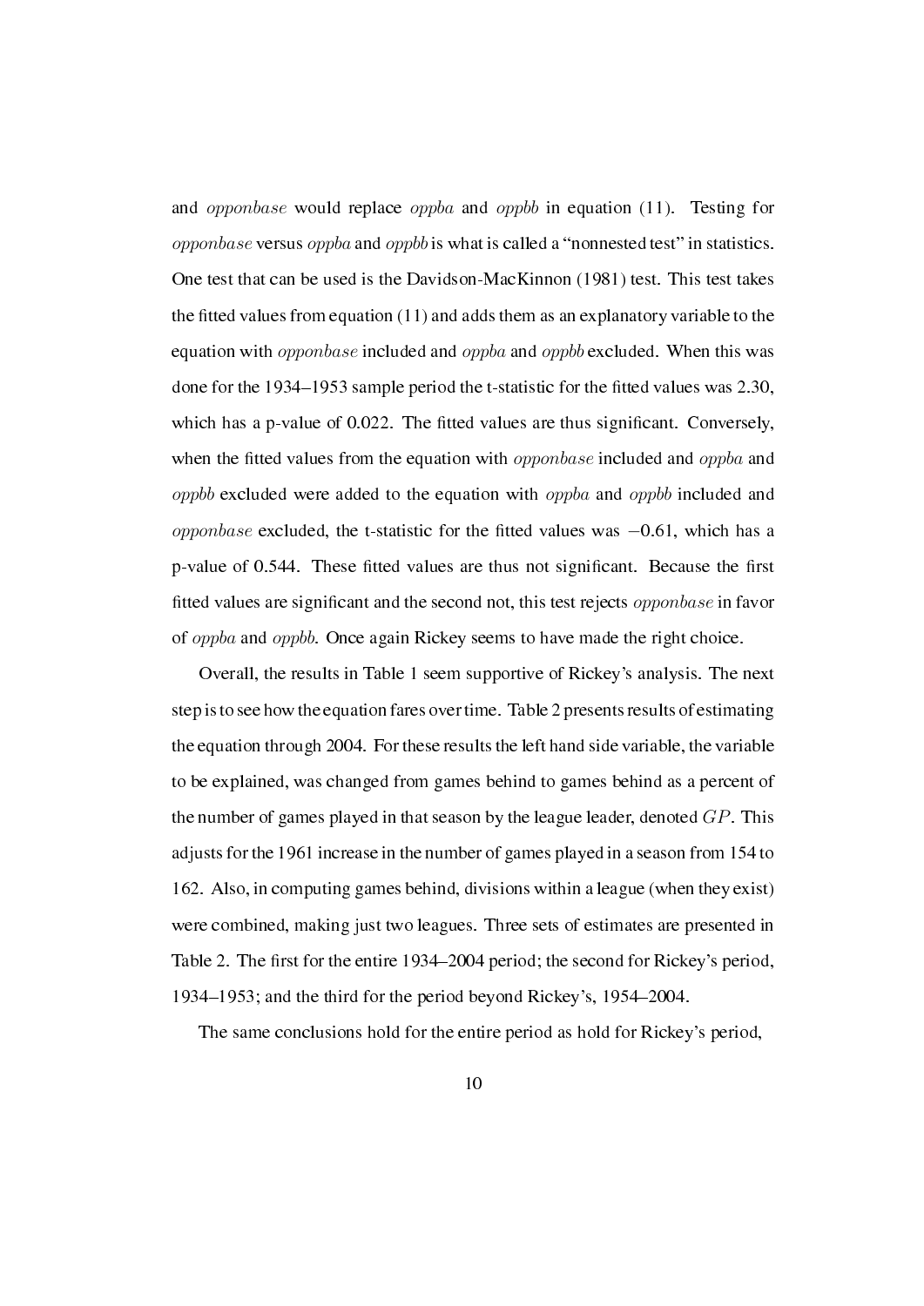and *opponbase* would replace *oppba* and *oppbb* in equation (11). Testing for *opponbase* versus *oppba* and *oppbb* is what is called a "nonnested test" in statistics. One test that can be used is the Davidson-MacKinnon (1981) test. This test takes the fitted values from equation (11) and adds them as an explanatory variable to the equation with *opponbase* included and *oppba* and *oppbb* excluded. When this was done for the 1934–1953 sample period the t-statistic for the fitted values was 2.30, which has a p-value of 0.022. The fitted values are thus significant. Conversely, when the fitted values from the equation with *opponbase* included and *oppba* and *oppbb* excluded were added to the equation with *oppba* and *oppbb* included and *opponbase* excluded, the t-statistic for the fitted values was $-0.61$, which has a p-value of 0.544. These fitted values are thus not significant. Because the first fitted values are significant and the second not, this test rejects *opponbase* in favor of *oppba* and *oppbb*. Once again Rickey seems to have made the right choice.

Overall, the results in Table 1 seem supportive of Rickey's analysis. The next step is to see how the equation fares over time. Table 2 presents results of estimating the equation through 2004. For these results the left hand side variable, the variable to be explained, was changed from games behind to games behind as a percent of the number of games played in that season by the league leader, denoted $GP$. This adjusts for the 1961 increase in the number of games played in a season from 154 to 162. Also, in computing games behind, divisions within a league (when they exist) were combined, making just two leagues. Three sets of estimates are presented in Table 2. The first for the entire 1934–2004 period; the second for Rickey's period, 1934–1953; and the third for the period beyond Rickey's, 1954–2004.

The same conclusions hold for the entire period as hold for Rickey's period,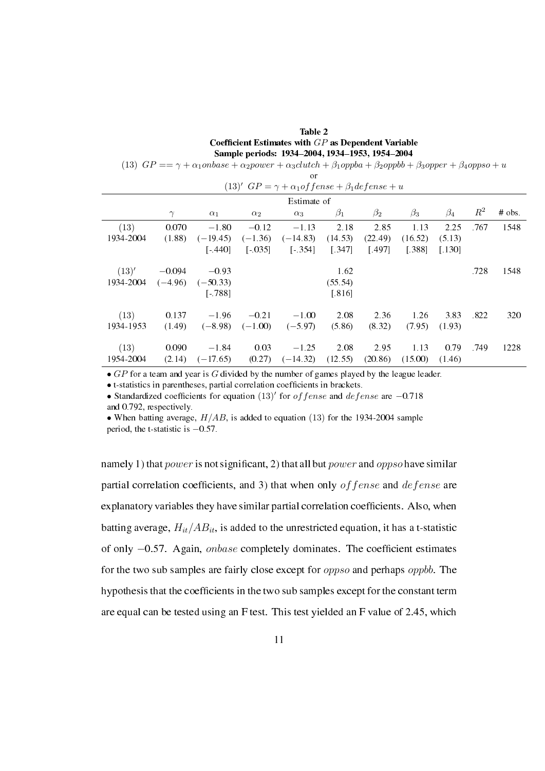**Table 2**
**Coefficient Estimates with $GP$ as Dependent Variable**
**Sample periods: 1934–2004, 1934–1953, 1954–2004**

$$(13)\ GP == \gamma + \alpha_1 onbase + \alpha_2 power + \alpha_3 clutch + \beta_1 oppba + \beta_2 oppbb + \beta_3 opper + \beta_4 oppso + u$$

or

$$(13)'\ GP = \gamma + \alpha_1 offense + \beta_1 defense + u$$

| | Estimate of | | | | | | | | | |
|---|---|---|---|---|---|---|---|---|---|---|
| | $\gamma$ | $\alpha_1$ | $\alpha_2$ | $\alpha_3$ | $\beta_1$ | $\beta_2$ | $\beta_3$ | $\beta_4$ | $R^2$ | # obs. |
| (13) | 0.070 | −1.80 | −0.12 | −1.13 | 2.18 | 2.85 | 1.13 | 2.25 | .767 | 1548 |
| 1934-2004 | (1.88) | (−19.45) | (−1.36) | (−14.83) | (14.53) | (22.49) | (16.52) | (5.13) | | |
| | | [-.440] | [-.035] | [-.354] | [.347] | [.497] | [.388] | [.130] | | |
| $(13)'$ | −0.094 | −0.93 | | | 1.62 | | | | .728 | 1548 |
| 1934-2004 | (−4.96) | (−50.33) | | | (55.54) | | | | | |
| | | [-.788] | | | [.816] | | | | | |
| (13) | 0.137 | −1.96 | −0.21 | −1.00 | 2.08 | 2.36 | 1.26 | 3.83 | .822 | 320 |
| 1934-1953 | (1.49) | (−8.98) | (−1.00) | (−5.97) | (5.86) | (8.32) | (7.95) | (1.93) | | |
| (13) | 0.090 | −1.84 | 0.03 | −1.25 | 2.08 | 2.95 | 1.13 | 0.79 | .749 | 1228 |
| 1954-2004 | (2.14) | (−17.65) | (0.27) | (−14.32) | (12.55) | (20.86) | (15.00) | (1.46) | | |

- $GP$ for a team and year is $G$ divided by the number of games played by the league leader.
- t-statistics in parentheses, partial correlation coefficients in brackets.
- Standardized coefficients for equation $(13)'$ for $offense$ and $defense$ are $-0.718$ and 0.792, respectively.
- When batting average, $H/AB$, is added to equation (13) for the 1934-2004 sample period, the t-statistic is $-0.57$.

namely 1) that $power$ is not significant, 2) that all but $power$ and $oppso$ have similar partial correlation coefficients, and 3) that when only $offense$ and $defense$ are explanatory variables they have similar partial correlation coefficients. Also, when batting average, $H_{it}/AB_{it}$, is added to the unrestricted equation, it has a t-statistic of only $-0.57$. Again, $onbase$ completely dominates. The coefficient estimates for the two sub samples are fairly close except for $oppso$ and perhaps $oppbb$. The hypothesis that the coefficients in the two sub samples except for the constant term are equal can be tested using an F test. This test yielded an F value of 2.45, which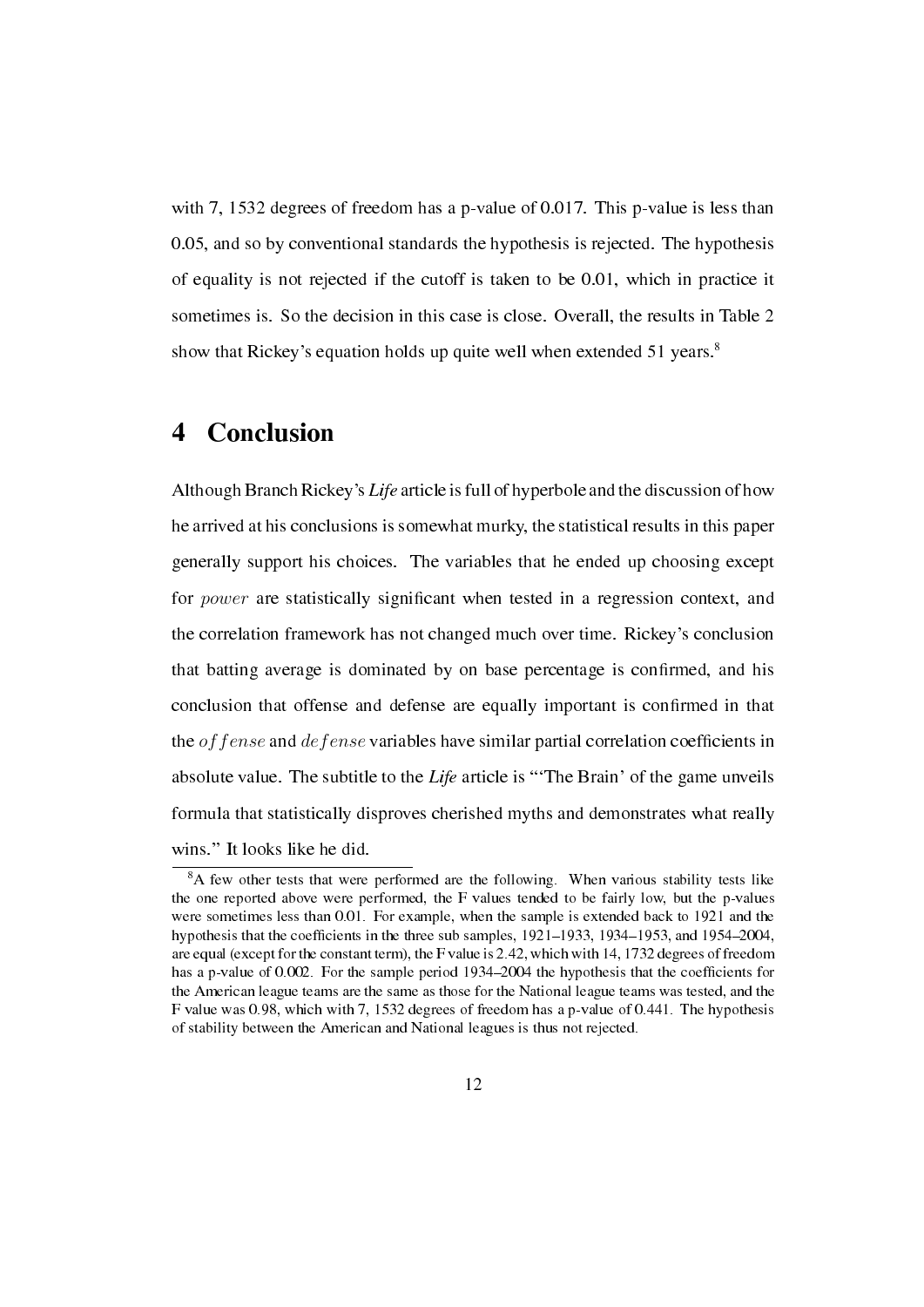with 7, 1532 degrees of freedom has a p-value of 0.017. This p-value is less than 0.05, and so by conventional standards the hypothesis is rejected. The hypothesis of equality is not rejected if the cutoff is taken to be 0.01, which in practice it sometimes is. So the decision in this case is close. Overall, the results in Table 2 show that Rickey's equation holds up quite well when extended 51 years.[8]

# 4 Conclusion

Although Branch Rickey's *Life* article is full of hyperbole and the discussion of how he arrived at his conclusions is somewhat murky, the statistical results in this paper generally support his choices. The variables that he ended up choosing except for $power$ are statistically significant when tested in a regression context, and the correlation framework has not changed much over time. Rickey's conclusion that batting average is dominated by on base percentage is confirmed, and his conclusion that offense and defense are equally important is confirmed in that the $offense$ and $defense$ variables have similar partial correlation coefficients in absolute value. The subtitle to the *Life* article is "'The Brain' of the game unveils formula that statistically disproves cherished myths and demonstrates what really wins." It looks like he did.

[8] A few other tests that were performed are the following. When various stability tests like the one reported above were performed, the F values tended to be fairly low, but the p-values were sometimes less than 0.01. For example, when the sample is extended back to 1921 and the hypothesis that the coefficients in the three sub samples, 1921–1933, 1934–1953, and 1954–2004, are equal (except for the constant term), the F value is 2.42, which with 14, 1732 degrees of freedom has a p-value of 0.002. For the sample period 1934–2004 the hypothesis that the coefficients for the American league teams are the same as those for the National league teams was tested, and the F value was 0.98, which with 7, 1532 degrees of freedom has a p-value of 0.441. The hypothesis of stability between the American and National leagues is thus not rejected.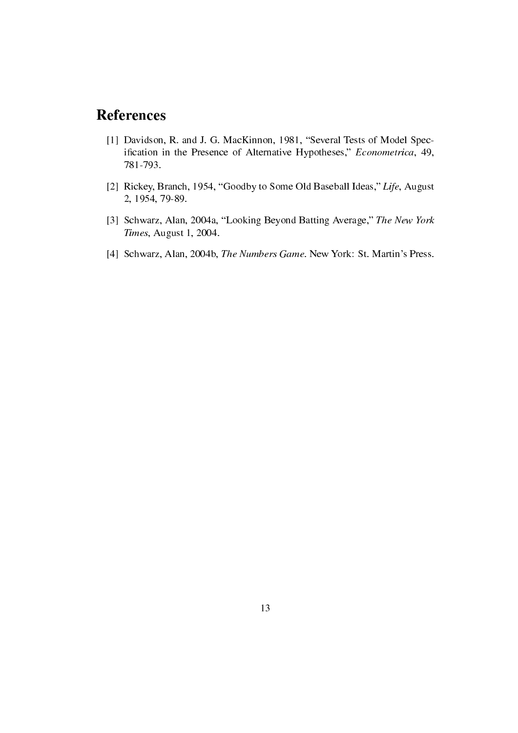# References

[1] Davidson, R. and J. G. MacKinnon, 1981, "Several Tests of Model Specification in the Presence of Alternative Hypotheses," *Econometrica*, 49, 781-793.

[2] Rickey, Branch, 1954, "Goodby to Some Old Baseball Ideas," *Life*, August 2, 1954, 79-89.

[3] Schwarz, Alan, 2004a, "Looking Beyond Batting Average," *The New York Times*, August 1, 2004.

[4] Schwarz, Alan, 2004b, *The Numbers Game*. New York: St. Martin's Press.